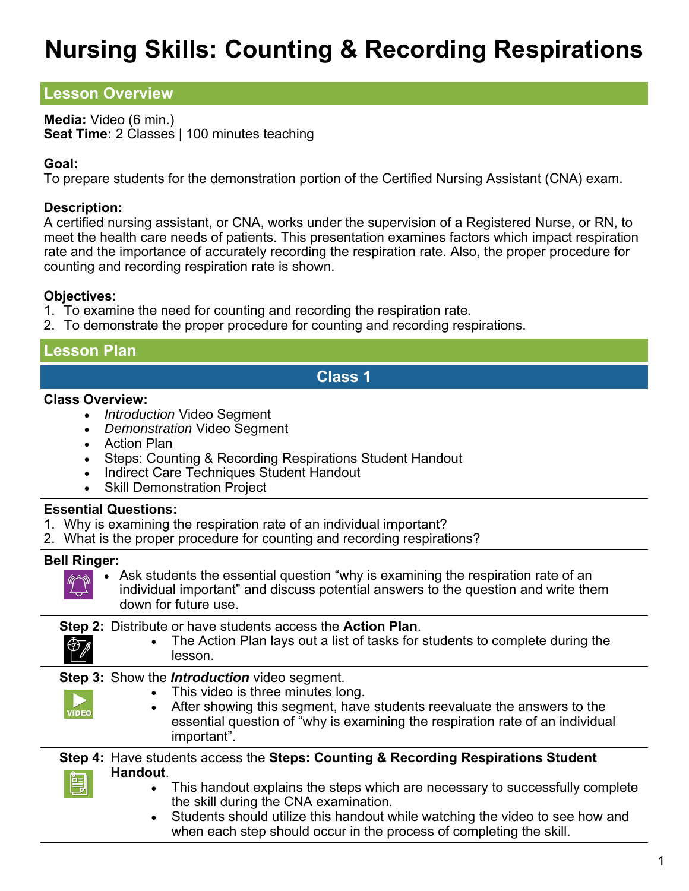# Nursing Skills: Counting & Recording Respirations

## Lesson Overview

**Media:** Video (6 min.)
**Seat Time:** 2 Classes | 100 minutes teaching

**Goal:**
To prepare students for the demonstration portion of the Certified Nursing Assistant (CNA) exam.

**Description:**
A certified nursing assistant, or CNA, works under the supervision of a Registered Nurse, or RN, to meet the health care needs of patients. This presentation examines factors which impact respiration rate and the importance of accurately recording the respiration rate. Also, the proper procedure for counting and recording respiration rate is shown.

**Objectives:**
1. To examine the need for counting and recording the respiration rate.
2. To demonstrate the proper procedure for counting and recording respirations.

## Lesson Plan

### Class 1

**Class Overview:**
- *Introduction* Video Segment
- *Demonstration* Video Segment
- Action Plan
- Steps: Counting & Recording Respirations Student Handout
- Indirect Care Techniques Student Handout
- Skill Demonstration Project

**Essential Questions:**
1. Why is examining the respiration rate of an individual important?
2. What is the proper procedure for counting and recording respirations?

**Bell Ringer:**
- Ask students the essential question "why is examining the respiration rate of an individual important" and discuss potential answers to the question and write them down for future use.

**Step 2:** Distribute or have students access the **Action Plan**.
- The Action Plan lays out a list of tasks for students to complete during the lesson.

**Step 3:** Show the ***Introduction*** video segment.
- This video is three minutes long.
- After showing this segment, have students reevaluate the answers to the essential question of "why is examining the respiration rate of an individual important".

**Step 4:** Have students access the **Steps: Counting & Recording Respirations Student Handout**.
- This handout explains the steps which are necessary to successfully complete the skill during the CNA examination.
- Students should utilize this handout while watching the video to see how and when each step should occur in the process of completing the skill.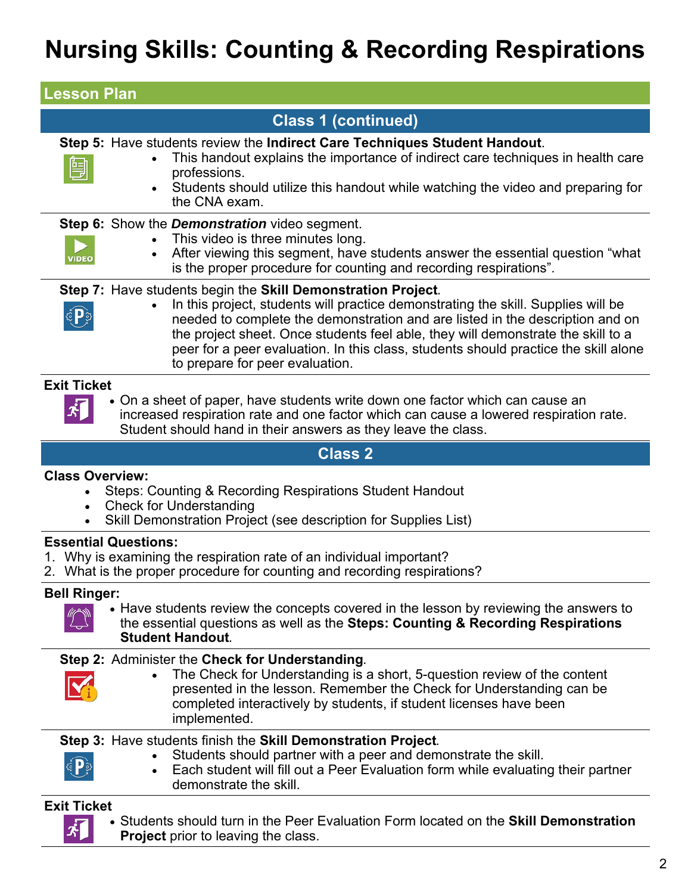# Nursing Skills: Counting & Recording Respirations

## Lesson Plan

### Class 1 (continued)

**Step 5:** Have students review the **Indirect Care Techniques Student Handout**.

- This handout explains the importance of indirect care techniques in health care professions.
- Students should utilize this handout while watching the video and preparing for the CNA exam.

**Step 6:** Show the ***Demonstration*** video segment.

- This video is three minutes long.
- After viewing this segment, have students answer the essential question "what is the proper procedure for counting and recording respirations".

**Step 7:** Have students begin the **Skill Demonstration Project**.

- In this project, students will practice demonstrating the skill. Supplies will be needed to complete the demonstration and are listed in the description and on the project sheet. Once students feel able, they will demonstrate the skill to a peer for a peer evaluation. In this class, students should practice the skill alone to prepare for peer evaluation.

**Exit Ticket**

- On a sheet of paper, have students write down one factor which can cause an increased respiration rate and one factor which can cause a lowered respiration rate. Student should hand in their answers as they leave the class.

### Class 2

**Class Overview:**

- Steps: Counting & Recording Respirations Student Handout
- Check for Understanding
- Skill Demonstration Project (see description for Supplies List)

**Essential Questions:**

1. Why is examining the respiration rate of an individual important?
2. What is the proper procedure for counting and recording respirations?

**Bell Ringer:**

- Have students review the concepts covered in the lesson by reviewing the answers to the essential questions as well as the **Steps: Counting & Recording Respirations Student Handout**.

**Step 2:** Administer the **Check for Understanding**.

- The Check for Understanding is a short, 5-question review of the content presented in the lesson. Remember the Check for Understanding can be completed interactively by students, if student licenses have been implemented.

**Step 3:** Have students finish the **Skill Demonstration Project**.

- Students should partner with a peer and demonstrate the skill.
- Each student will fill out a Peer Evaluation form while evaluating their partner demonstrate the skill.

**Exit Ticket**

- Students should turn in the Peer Evaluation Form located on the **Skill Demonstration Project** prior to leaving the class.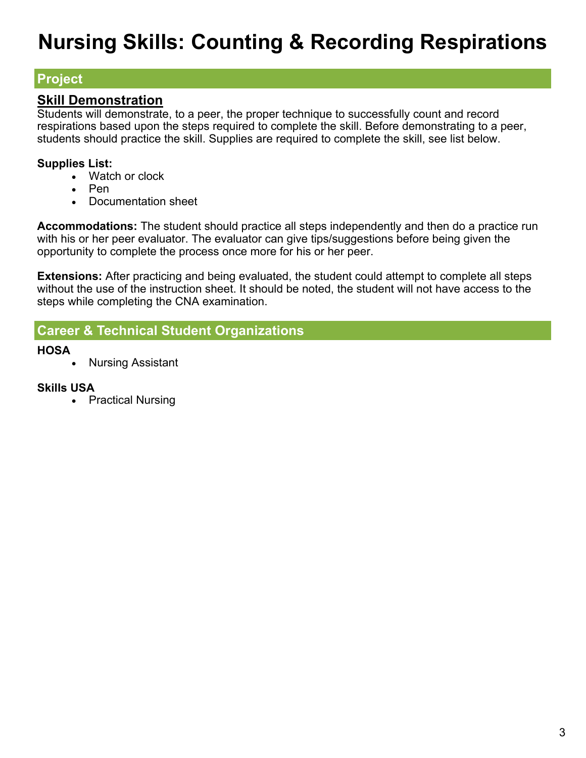# Nursing Skills: Counting & Recording Respirations

## Project

### Skill Demonstration

Students will demonstrate, to a peer, the proper technique to successfully count and record respirations based upon the steps required to complete the skill. Before demonstrating to a peer, students should practice the skill. Supplies are required to complete the skill, see list below.

**Supplies List:**

- Watch or clock
- Pen
- Documentation sheet

**Accommodations:** The student should practice all steps independently and then do a practice run with his or her peer evaluator. The evaluator can give tips/suggestions before being given the opportunity to complete the process once more for his or her peer.

**Extensions:** After practicing and being evaluated, the student could attempt to complete all steps without the use of the instruction sheet. It should be noted, the student will not have access to the steps while completing the CNA examination.

## Career & Technical Student Organizations

**HOSA**

- Nursing Assistant

**Skills USA**

- Practical Nursing